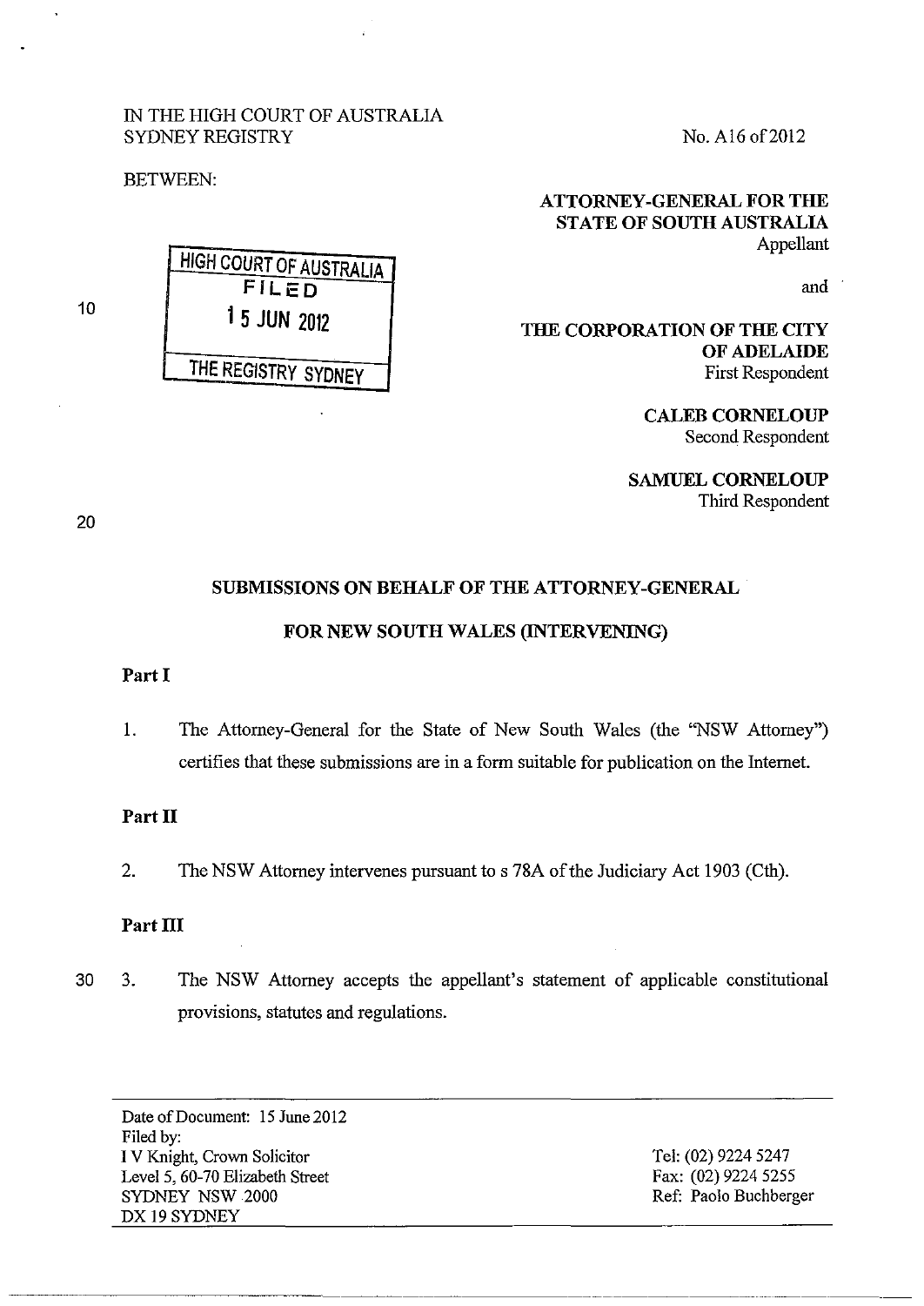IN THE HIGH COURT OF AUSTRALIA
SYDNEY REGISTRY

No. A16 of 2012

BETWEEN:

HIGH COURT OF AUSTRALIA
FILED
15 JUN 2012
THE REGISTRY SYDNEY

**ATTORNEY-GENERAL FOR THE STATE OF SOUTH AUSTRALIA**
Appellant

and

**THE CORPORATION OF THE CITY OF ADELAIDE**
First Respondent

**CALEB CORNELOUP**
Second Respondent

**SAMUEL CORNELOUP**
Third Respondent

## SUBMISSIONS ON BEHALF OF THE ATTORNEY-GENERAL FOR NEW SOUTH WALES (INTERVENING)

### Part I

1. The Attorney-General for the State of New South Wales (the "NSW Attorney") certifies that these submissions are in a form suitable for publication on the Internet.

### Part II

2. The NSW Attorney intervenes pursuant to s 78A of the Judiciary Act 1903 (Cth).

### Part III

3. The NSW Attorney accepts the appellant's statement of applicable constitutional provisions, statutes and regulations.

---

Date of Document: 15 June 2012
Filed by:
I V Knight, Crown Solicitor
Level 5, 60-70 Elizabeth Street
SYDNEY NSW 2000
DX 19 SYDNEY

Tel: (02) 9224 5247
Fax: (02) 9224 5255
Ref: Paolo Buchberger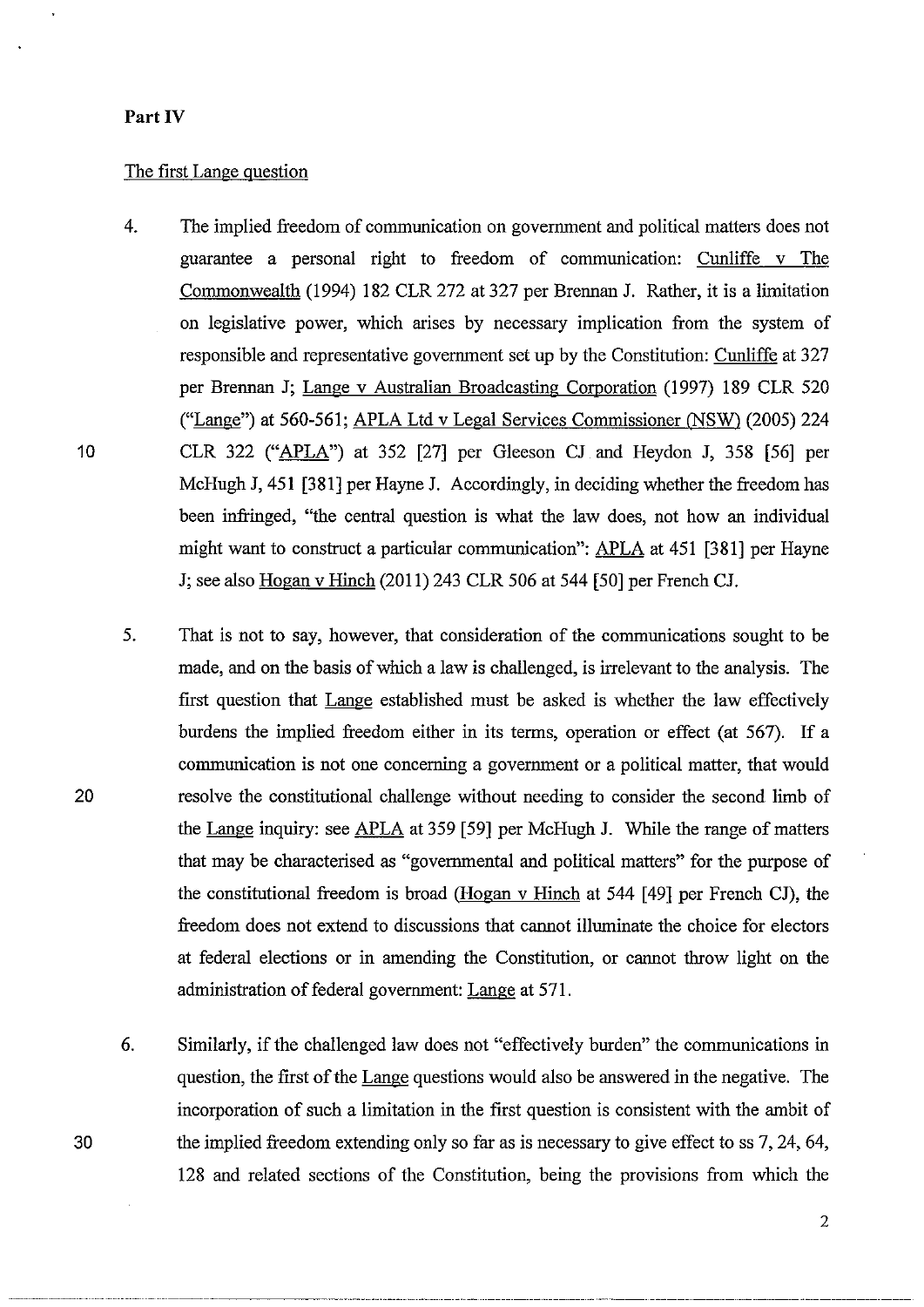**Part IV**

The first Lange question

4. The implied freedom of communication on government and political matters does not guarantee a personal right to freedom of communication: Cunliffe v The Commonwealth (1994) 182 CLR 272 at 327 per Brennan J. Rather, it is a limitation on legislative power, which arises by necessary implication from the system of responsible and representative government set up by the Constitution: Cunliffe at 327 per Brennan J; Lange v Australian Broadcasting Corporation (1997) 189 CLR 520 ("Lange") at 560-561; APLA Ltd v Legal Services Commissioner (NSW) (2005) 224 CLR 322 ("APLA") at 352 [27] per Gleeson CJ and Heydon J, 358 [56] per McHugh J, 451 [381] per Hayne J. Accordingly, in deciding whether the freedom has been infringed, "the central question is what the law does, not how an individual might want to construct a particular communication": APLA at 451 [381] per Hayne J; see also Hogan v Hinch (2011) 243 CLR 506 at 544 [50] per French CJ.

5. That is not to say, however, that consideration of the communications sought to be made, and on the basis of which a law is challenged, is irrelevant to the analysis. The first question that Lange established must be asked is whether the law effectively burdens the implied freedom either in its terms, operation or effect (at 567). If a communication is not one concerning a government or a political matter, that would resolve the constitutional challenge without needing to consider the second limb of the Lange inquiry: see APLA at 359 [59] per McHugh J. While the range of matters that may be characterised as "governmental and political matters" for the purpose of the constitutional freedom is broad (Hogan v Hinch at 544 [49] per French CJ), the freedom does not extend to discussions that cannot illuminate the choice for electors at federal elections or in amending the Constitution, or cannot throw light on the administration of federal government: Lange at 571.

6. Similarly, if the challenged law does not "effectively burden" the communications in question, the first of the Lange questions would also be answered in the negative. The incorporation of such a limitation in the first question is consistent with the ambit of the implied freedom extending only so far as is necessary to give effect to ss 7, 24, 64, 128 and related sections of the Constitution, being the provisions from which the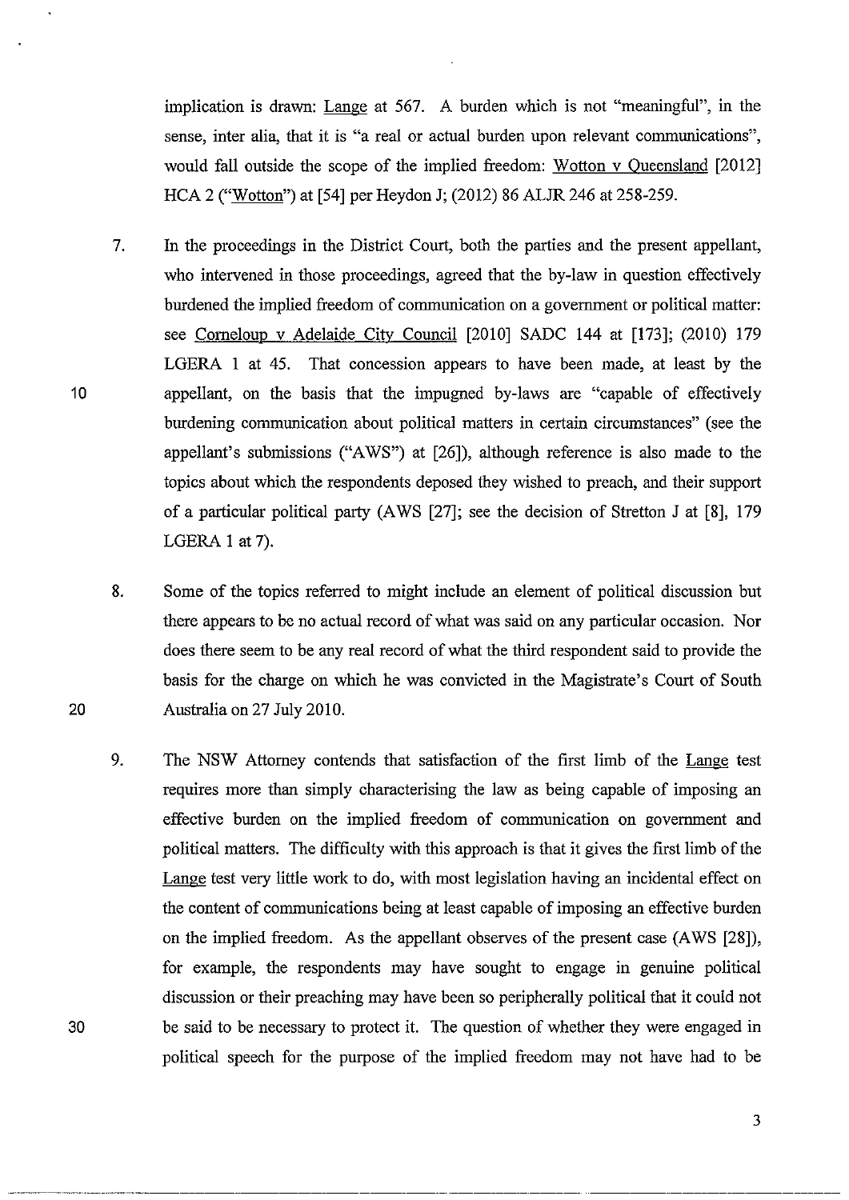implication is drawn: Lange at 567. A burden which is not "meaningful", in the sense, inter alia, that it is "a real or actual burden upon relevant communications", would fall outside the scope of the implied freedom: Wotton v Queensland [2012] HCA 2 ("Wotton") at [54] per Heydon J; (2012) 86 ALJR 246 at 258-259.

7. In the proceedings in the District Court, both the parties and the present appellant, who intervened in those proceedings, agreed that the by-law in question effectively burdened the implied freedom of communication on a government or political matter: see Corneloup v Adelaide City Council [2010] SADC 144 at [173]; (2010) 179 LGERA 1 at 45. That concession appears to have been made, at least by the appellant, on the basis that the impugned by-laws are "capable of effectively burdening communication about political matters in certain circumstances" (see the appellant's submissions ("AWS") at [26]), although reference is also made to the topics about which the respondents deposed they wished to preach, and their support of a particular political party (AWS [27]; see the decision of Stretton J at [8], 179 LGERA 1 at 7).

8. Some of the topics referred to might include an element of political discussion but there appears to be no actual record of what was said on any particular occasion. Nor does there seem to be any real record of what the third respondent said to provide the basis for the charge on which he was convicted in the Magistrate's Court of South Australia on 27 July 2010.

9. The NSW Attorney contends that satisfaction of the first limb of the Lange test requires more than simply characterising the law as being capable of imposing an effective burden on the implied freedom of communication on government and political matters. The difficulty with this approach is that it gives the first limb of the Lange test very little work to do, with most legislation having an incidental effect on the content of communications being at least capable of imposing an effective burden on the implied freedom. As the appellant observes of the present case (AWS [28]), for example, the respondents may have sought to engage in genuine political discussion or their preaching may have been so peripherally political that it could not be said to be necessary to protect it. The question of whether they were engaged in political speech for the purpose of the implied freedom may not have had to be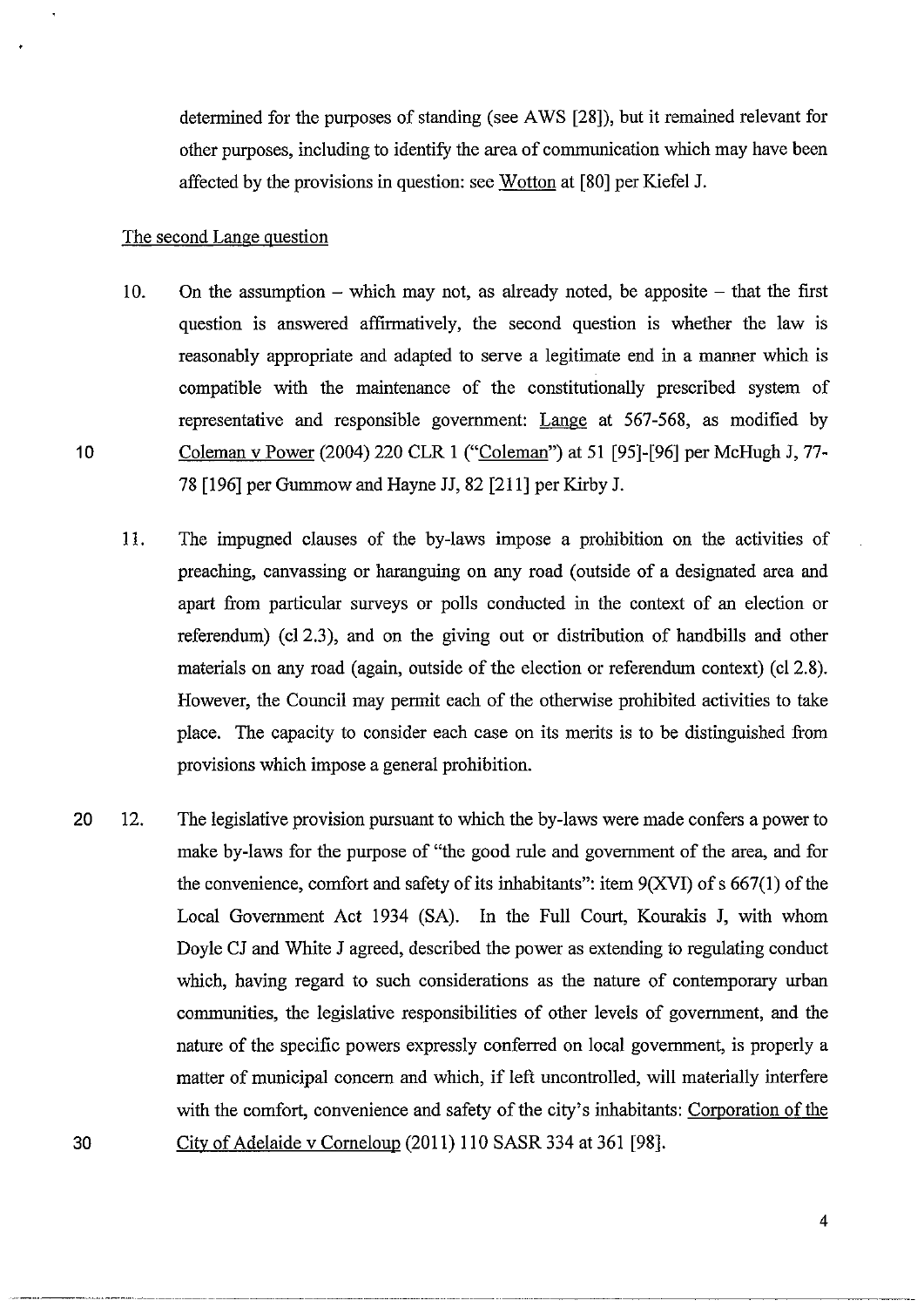determined for the purposes of standing (see AWS [28]), but it remained relevant for other purposes, including to identify the area of communication which may have been affected by the provisions in question: see Wotton at [80] per Kiefel J.

## The second Lange question

10. On the assumption – which may not, as already noted, be apposite – that the first question is answered affirmatively, the second question is whether the law is reasonably appropriate and adapted to serve a legitimate end in a manner which is compatible with the maintenance of the constitutionally prescribed system of representative and responsible government: Lange at 567-568, as modified by Coleman v Power (2004) 220 CLR 1 ("Coleman") at 51 [95]-[96] per McHugh J, 77-78 [196] per Gummow and Hayne JJ, 82 [211] per Kirby J.

11. The impugned clauses of the by-laws impose a prohibition on the activities of preaching, canvassing or haranguing on any road (outside of a designated area and apart from particular surveys or polls conducted in the context of an election or referendum) (cl 2.3), and on the giving out or distribution of handbills and other materials on any road (again, outside of the election or referendum context) (cl 2.8). However, the Council may permit each of the otherwise prohibited activities to take place. The capacity to consider each case on its merits is to be distinguished from provisions which impose a general prohibition.

12. The legislative provision pursuant to which the by-laws were made confers a power to make by-laws for the purpose of "the good rule and government of the area, and for the convenience, comfort and safety of its inhabitants": item 9(XVI) of s 667(1) of the Local Government Act 1934 (SA). In the Full Court, Kourakis J, with whom Doyle CJ and White J agreed, described the power as extending to regulating conduct which, having regard to such considerations as the nature of contemporary urban communities, the legislative responsibilities of other levels of government, and the nature of the specific powers expressly conferred on local government, is properly a matter of municipal concern and which, if left uncontrolled, will materially interfere with the comfort, convenience and safety of the city's inhabitants: Corporation of the City of Adelaide v Corneloup (2011) 110 SASR 334 at 361 [98].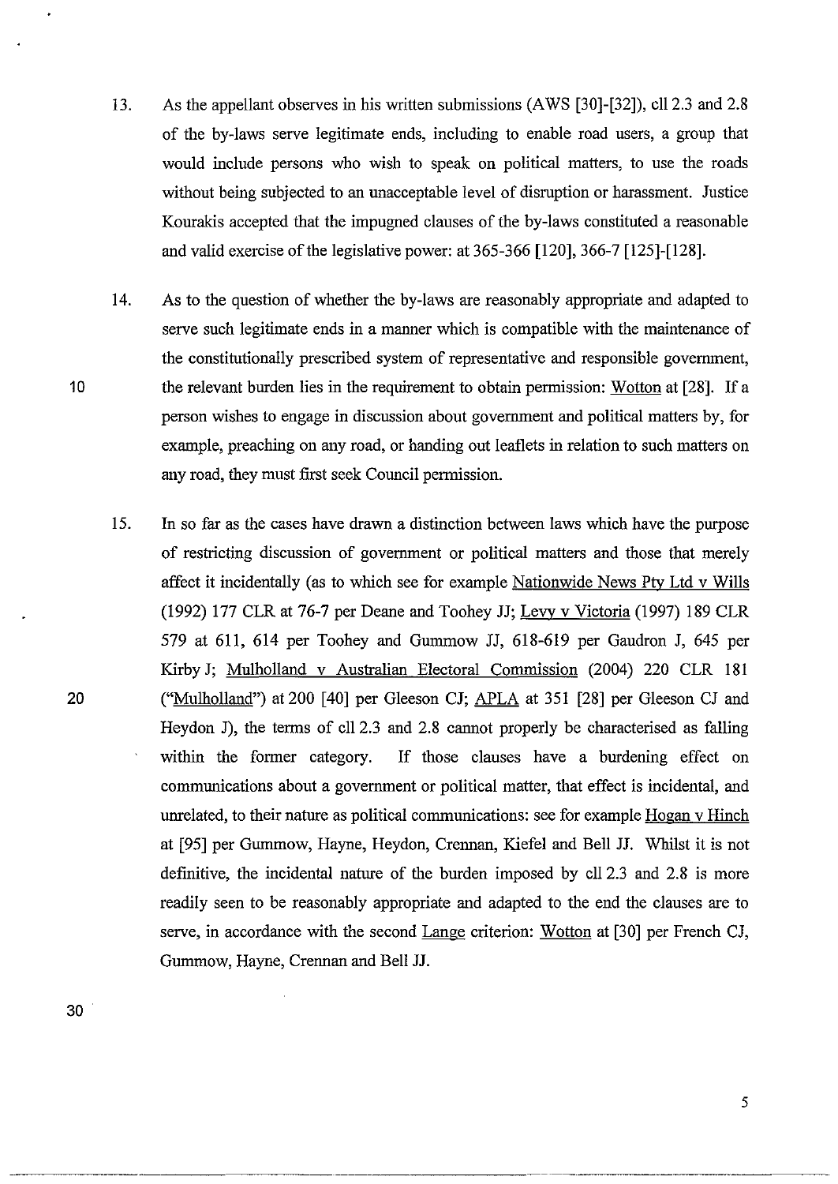13. As the appellant observes in his written submissions (AWS [30]-[32]), cll 2.3 and 2.8 of the by-laws serve legitimate ends, including to enable road users, a group that would include persons who wish to speak on political matters, to use the roads without being subjected to an unacceptable level of disruption or harassment. Justice Kourakis accepted that the impugned clauses of the by-laws constituted a reasonable and valid exercise of the legislative power: at 365-366 [120], 366-7 [125]-[128].

14. As to the question of whether the by-laws are reasonably appropriate and adapted to serve such legitimate ends in a manner which is compatible with the maintenance of the constitutionally prescribed system of representative and responsible government, the relevant burden lies in the requirement to obtain permission: Wotton at [28]. If a person wishes to engage in discussion about government and political matters by, for example, preaching on any road, or handing out leaflets in relation to such matters on any road, they must first seek Council permission.

15. In so far as the cases have drawn a distinction between laws which have the purpose of restricting discussion of government or political matters and those that merely affect it incidentally (as to which see for example Nationwide News Pty Ltd v Wills (1992) 177 CLR at 76-7 per Deane and Toohey JJ; Levy v Victoria (1997) 189 CLR 579 at 611, 614 per Toohey and Gummow JJ, 618-619 per Gaudron J, 645 per Kirby J; Mulholland v Australian Electoral Commission (2004) 220 CLR 181 ("Mulholland") at 200 [40] per Gleeson CJ; APLA at 351 [28] per Gleeson CJ and Heydon J), the terms of cll 2.3 and 2.8 cannot properly be characterised as falling within the former category. If those clauses have a burdening effect on communications about a government or political matter, that effect is incidental, and unrelated, to their nature as political communications: see for example Hogan v Hinch at [95] per Gummow, Hayne, Heydon, Crennan, Kiefel and Bell JJ. Whilst it is not definitive, the incidental nature of the burden imposed by cll 2.3 and 2.8 is more readily seen to be reasonably appropriate and adapted to the end the clauses are to serve, in accordance with the second Lange criterion: Wotton at [30] per French CJ, Gummow, Hayne, Crennan and Bell JJ.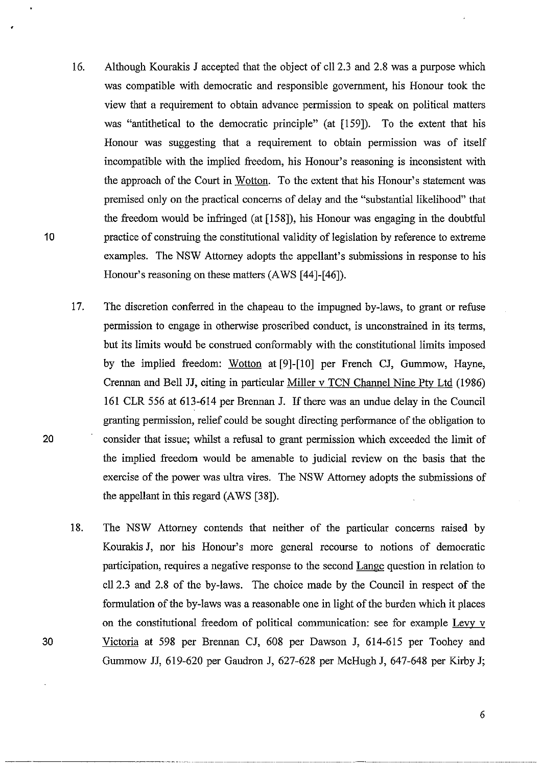16. Although Kourakis J accepted that the object of cll 2.3 and 2.8 was a purpose which was compatible with democratic and responsible government, his Honour took the view that a requirement to obtain advance permission to speak on political matters was "antithetical to the democratic principle" (at [159]). To the extent that his Honour was suggesting that a requirement to obtain permission was of itself incompatible with the implied freedom, his Honour's reasoning is inconsistent with the approach of the Court in Wotton. To the extent that his Honour's statement was premised only on the practical concerns of delay and the "substantial likelihood" that the freedom would be infringed (at [158]), his Honour was engaging in the doubtful practice of construing the constitutional validity of legislation by reference to extreme examples. The NSW Attorney adopts the appellant's submissions in response to his Honour's reasoning on these matters (AWS [44]-[46]).

17. The discretion conferred in the chapeau to the impugned by-laws, to grant or refuse permission to engage in otherwise proscribed conduct, is unconstrained in its terms, but its limits would be construed conformably with the constitutional limits imposed by the implied freedom: Wotton at [9]-[10] per French CJ, Gummow, Hayne, Crennan and Bell JJ, citing in particular Miller v TCN Channel Nine Pty Ltd (1986) 161 CLR 556 at 613-614 per Brennan J. If there was an undue delay in the Council granting permission, relief could be sought directing performance of the obligation to consider that issue; whilst a refusal to grant permission which exceeded the limit of the implied freedom would be amenable to judicial review on the basis that the exercise of the power was ultra vires. The NSW Attorney adopts the submissions of the appellant in this regard (AWS [38]).

18. The NSW Attorney contends that neither of the particular concerns raised by Kourakis J, nor his Honour's more general recourse to notions of democratic participation, requires a negative response to the second Lange question in relation to cll 2.3 and 2.8 of the by-laws. The choice made by the Council in respect of the formulation of the by-laws was a reasonable one in light of the burden which it places on the constitutional freedom of political communication: see for example Levy v Victoria at 598 per Brennan CJ, 608 per Dawson J, 614-615 per Toohey and Gummow JJ, 619-620 per Gaudron J, 627-628 per McHugh J, 647-648 per Kirby J;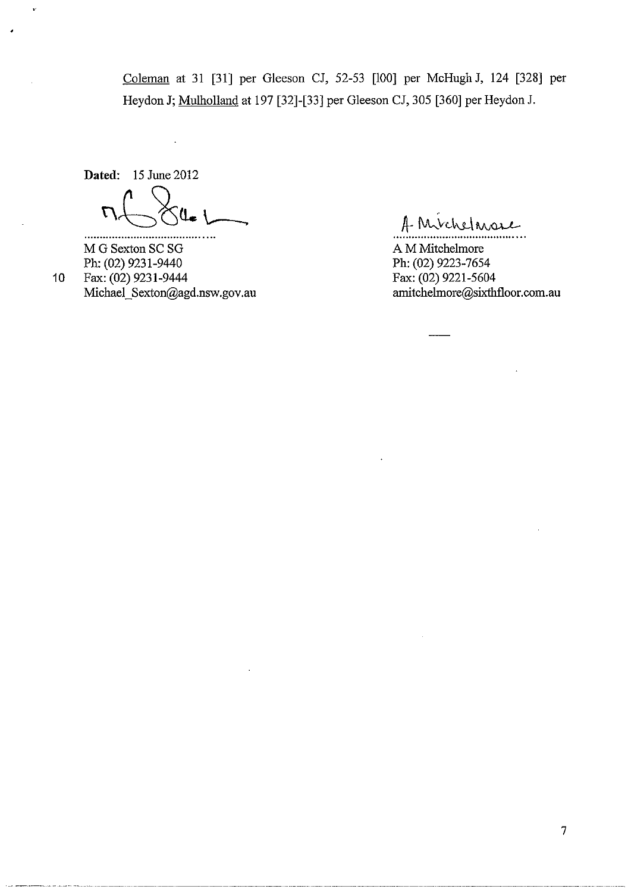Coleman at 31 [31] per Gleeson CJ, 52-53 [100] per McHugh J, 124 [328] per Heydon J; Mulholland at 197 [32]-[33] per Gleeson CJ, 305 [360] per Heydon J.

**Dated:** 15 June 2012

M G Sexton SC SG
Ph: (02) 9231-9440
Fax: (02) 9231-9444
Michael_Sexton@agd.nsw.gov.au

A M Mitchelmore
Ph: (02) 9223-7654
Fax: (02) 9221-5604
amitchelmore@sixthfloor.com.au